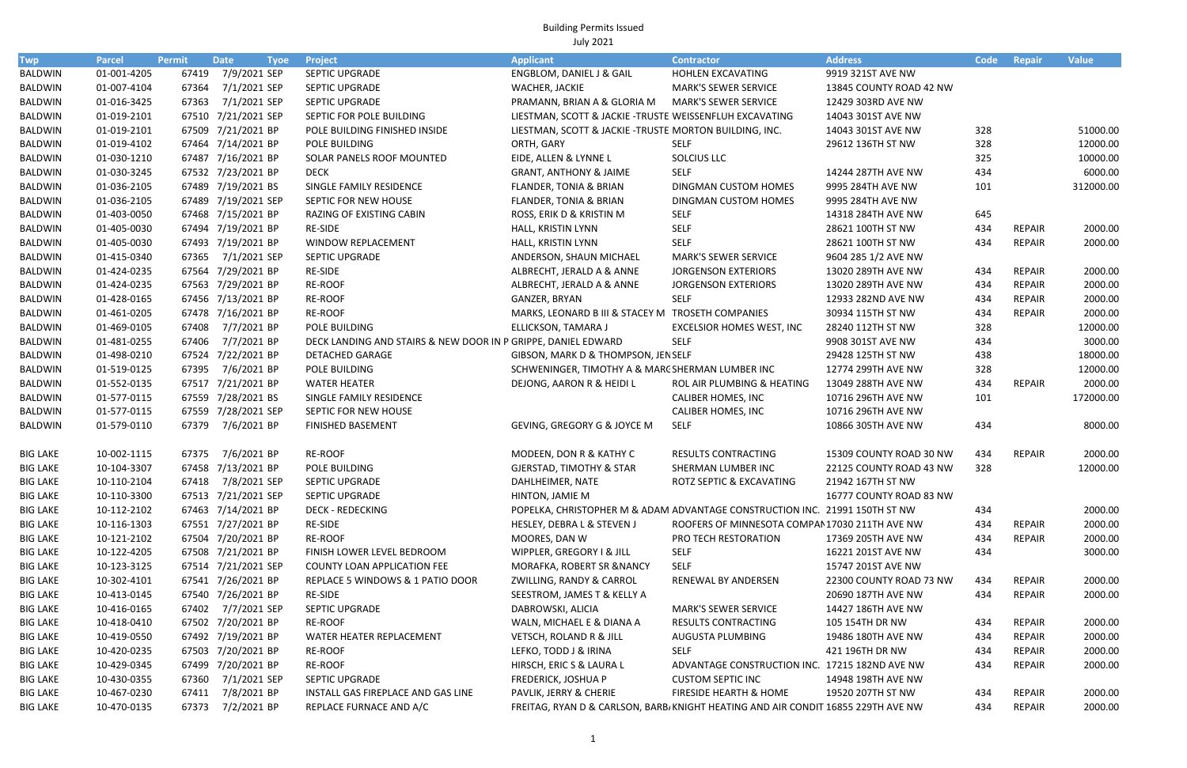# Building Permits Issued

July 2021

| Twp | Parcel | Permit | Date | Tyoe | Project | Applicant | Contractor | Address | Code | Repair | Value |
|---|---|---|---|---|---|---|---|---|---|---|---|
| BALDWIN | 01-001-4205 | 67419 | 7/9/2021 | SEP | SEPTIC UPGRADE | ENGBLOM, DANIEL J & GAIL | HOHLEN EXCAVATING | 9919 321ST AVE NW | | | |
| BALDWIN | 01-007-4104 | 67364 | 7/1/2021 | SEP | SEPTIC UPGRADE | WACHER, JACKIE | MARK'S SEWER SERVICE | 13845 COUNTY ROAD 42 NW | | | |
| BALDWIN | 01-016-3425 | 67363 | 7/1/2021 | SEP | SEPTIC UPGRADE | PRAMANN, BRIAN A & GLORIA M | MARK'S SEWER SERVICE | 12429 303RD AVE NW | | | |
| BALDWIN | 01-019-2101 | 67510 | 7/21/2021 | SEP | SEPTIC FOR POLE BUILDING | LIESTMAN, SCOTT & JACKIE -TRUSTE | WEISSENFLUH EXCAVATING | 14043 301ST AVE NW | | | |
| BALDWIN | 01-019-2101 | 67509 | 7/21/2021 | BP | POLE BUILDING FINISHED INSIDE | LIESTMAN, SCOTT & JACKIE -TRUSTE | MORTON BUILDING, INC. | 14043 301ST AVE NW | 328 | | 51000.00 |
| BALDWIN | 01-019-4102 | 67464 | 7/14/2021 | BP | POLE BUILDING | ORTH, GARY | SELF | 29612 136TH ST NW | 328 | | 12000.00 |
| BALDWIN | 01-030-1210 | 67487 | 7/16/2021 | BP | SOLAR PANELS ROOF MOUNTED | EIDE, ALLEN & LYNNE L | SOLCIUS LLC | | 325 | | 10000.00 |
| BALDWIN | 01-030-3245 | 67532 | 7/23/2021 | BP | DECK | GRANT, ANTHONY & JAIME | SELF | 14244 287TH AVE NW | 434 | | 6000.00 |
| BALDWIN | 01-036-2105 | 67489 | 7/19/2021 | BS | SINGLE FAMILY RESIDENCE | FLANDER, TONIA & BRIAN | DINGMAN CUSTOM HOMES | 9995 284TH AVE NW | 101 | | 312000.00 |
| BALDWIN | 01-036-2105 | 67489 | 7/19/2021 | SEP | SEPTIC FOR NEW HOUSE | FLANDER, TONIA & BRIAN | DINGMAN CUSTOM HOMES | 9995 284TH AVE NW | | | |
| BALDWIN | 01-403-0050 | 67468 | 7/15/2021 | BP | RAZING OF EXISTING CABIN | ROSS, ERIK D & KRISTIN M | SELF | 14318 284TH AVE NW | 645 | | |
| BALDWIN | 01-405-0030 | 67494 | 7/19/2021 | BP | RE-SIDE | HALL, KRISTIN LYNN | SELF | 28621 100TH ST NW | 434 | REPAIR | 2000.00 |
| BALDWIN | 01-405-0030 | 67493 | 7/19/2021 | BP | WINDOW REPLACEMENT | HALL, KRISTIN LYNN | SELF | 28621 100TH ST NW | 434 | REPAIR | 2000.00 |
| BALDWIN | 01-415-0340 | 67365 | 7/1/2021 | SEP | SEPTIC UPGRADE | ANDERSON, SHAUN MICHAEL | MARK'S SEWER SERVICE | 9604 285 1/2 AVE NW | | | |
| BALDWIN | 01-424-0235 | 67564 | 7/29/2021 | BP | RE-SIDE | ALBRECHT, JERALD A & ANNE | JORGENSON EXTERIORS | 13020 289TH AVE NW | 434 | REPAIR | 2000.00 |
| BALDWIN | 01-424-0235 | 67563 | 7/29/2021 | BP | RE-ROOF | ALBRECHT, JERALD A & ANNE | JORGENSON EXTERIORS | 13020 289TH AVE NW | 434 | REPAIR | 2000.00 |
| BALDWIN | 01-428-0165 | 67456 | 7/13/2021 | BP | RE-ROOF | GANZER, BRYAN | SELF | 12933 282ND AVE NW | 434 | REPAIR | 2000.00 |
| BALDWIN | 01-461-0205 | 67478 | 7/16/2021 | BP | RE-ROOF | MARKS, LEONARD B III & STACEY M | TROSETH COMPANIES | 30934 115TH ST NW | 434 | REPAIR | 2000.00 |
| BALDWIN | 01-469-0105 | 67408 | 7/7/2021 | BP | POLE BUILDING | ELLICKSON, TAMARA J | EXCELSIOR HOMES WEST, INC | 28240 112TH ST NW | 328 | | 12000.00 |
| BALDWIN | 01-481-0255 | 67406 | 7/7/2021 | BP | DECK LANDING AND STAIRS & NEW DOOR IN P | GRIPPE, DANIEL EDWARD | SELF | 9908 301ST AVE NW | 434 | | 3000.00 |
| BALDWIN | 01-498-0210 | 67524 | 7/22/2021 | BP | DETACHED GARAGE | GIBSON, MARK D & THOMPSON, JEN | SELF | 29428 125TH ST NW | 438 | | 18000.00 |
| BALDWIN | 01-519-0125 | 67395 | 7/6/2021 | BP | POLE BUILDING | SCHWENINGER, TIMOTHY A & MARC | SHERMAN LUMBER INC | 12774 299TH AVE NW | 328 | | 12000.00 |
| BALDWIN | 01-552-0135 | 67517 | 7/21/2021 | BP | WATER HEATER | DEJONG, AARON R & HEIDI L | ROL AIR PLUMBING & HEATING | 13049 288TH AVE NW | 434 | REPAIR | 2000.00 |
| BALDWIN | 01-577-0115 | 67559 | 7/28/2021 | BS | SINGLE FAMILY RESIDENCE | | CALIBER HOMES, INC | 10716 296TH AVE NW | 101 | | 172000.00 |
| BALDWIN | 01-577-0115 | 67559 | 7/28/2021 | SEP | SEPTIC FOR NEW HOUSE | | CALIBER HOMES, INC | 10716 296TH AVE NW | | | |
| BALDWIN | 01-579-0110 | 67379 | 7/6/2021 | BP | FINISHED BASEMENT | GEVING, GREGORY G & JOYCE M | SELF | 10866 305TH AVE NW | 434 | | 8000.00 |
| BIG LAKE | 10-002-1115 | 67375 | 7/6/2021 | BP | RE-ROOF | MODEEN, DON R & KATHY C | RESULTS CONTRACTING | 15309 COUNTY ROAD 30 NW | 434 | REPAIR | 2000.00 |
| BIG LAKE | 10-104-3307 | 67458 | 7/13/2021 | BP | POLE BUILDING | GJERSTAD, TIMOTHY & STAR | SHERMAN LUMBER INC | 22125 COUNTY ROAD 43 NW | 328 | | 12000.00 |
| BIG LAKE | 10-110-2104 | 67418 | 7/8/2021 | SEP | SEPTIC UPGRADE | DAHLHEIMER, NATE | ROTZ SEPTIC & EXCAVATING | 21942 167TH ST NW | | | |
| BIG LAKE | 10-110-3300 | 67513 | 7/21/2021 | SEP | SEPTIC UPGRADE | HINTON, JAMIE M | | 16777 COUNTY ROAD 83 NW | | | |
| BIG LAKE | 10-112-2102 | 67463 | 7/14/2021 | BP | DECK - REDECKING | POPELKA, CHRISTOPHER M & ADAM | ADVANTAGE CONSTRUCTION INC. | 21991 150TH ST NW | 434 | | 2000.00 |
| BIG LAKE | 10-116-1303 | 67551 | 7/27/2021 | BP | RE-SIDE | HESLEY, DEBRA L & STEVEN J | ROOFERS OF MINNESOTA COMPAN | 17030 211TH AVE NW | 434 | REPAIR | 2000.00 |
| BIG LAKE | 10-121-2102 | 67504 | 7/20/2021 | BP | RE-ROOF | MOORES, DAN W | PRO TECH RESTORATION | 17369 205TH AVE NW | 434 | REPAIR | 2000.00 |
| BIG LAKE | 10-122-4205 | 67508 | 7/21/2021 | BP | FINISH LOWER LEVEL BEDROOM | WIPPLER, GREGORY I & JILL | SELF | 16221 201ST AVE NW | 434 | | 3000.00 |
| BIG LAKE | 10-123-3125 | 67514 | 7/21/2021 | SEP | COUNTY LOAN APPLICATION FEE | MORAFKA, ROBERT SR &NANCY | SELF | 15747 201ST AVE NW | | | |
| BIG LAKE | 10-302-4101 | 67541 | 7/26/2021 | BP | REPLACE 5 WINDOWS & 1 PATIO DOOR | ZWILLING, RANDY & CARROL | RENEWAL BY ANDERSEN | 22300 COUNTY ROAD 73 NW | 434 | REPAIR | 2000.00 |
| BIG LAKE | 10-413-0145 | 67540 | 7/26/2021 | BP | RE-SIDE | SEESTROM, JAMES T & KELLY A | | 20690 187TH AVE NW | 434 | REPAIR | 2000.00 |
| BIG LAKE | 10-416-0165 | 67402 | 7/7/2021 | SEP | SEPTIC UPGRADE | DABROWSKI, ALICIA | MARK'S SEWER SERVICE | 14427 186TH AVE NW | | | |
| BIG LAKE | 10-418-0410 | 67502 | 7/20/2021 | BP | RE-ROOF | WALN, MICHAEL E & DIANA A | RESULTS CONTRACTING | 105 154TH DR NW | 434 | REPAIR | 2000.00 |
| BIG LAKE | 10-419-0550 | 67492 | 7/19/2021 | BP | WATER HEATER REPLACEMENT | VETSCH, ROLAND R & JILL | AUGUSTA PLUMBING | 19486 180TH AVE NW | 434 | REPAIR | 2000.00 |
| BIG LAKE | 10-420-0235 | 67503 | 7/20/2021 | BP | RE-ROOF | LEFKO, TODD J & IRINA | SELF | 421 196TH DR NW | 434 | REPAIR | 2000.00 |
| BIG LAKE | 10-429-0345 | 67499 | 7/20/2021 | BP | RE-ROOF | HIRSCH, ERIC S & LAURA L | ADVANTAGE CONSTRUCTION INC. | 17215 182ND AVE NW | 434 | REPAIR | 2000.00 |
| BIG LAKE | 10-430-0355 | 67360 | 7/1/2021 | SEP | SEPTIC UPGRADE | FREDERICK, JOSHUA P | CUSTOM SEPTIC INC | 14948 198TH AVE NW | | | |
| BIG LAKE | 10-467-0230 | 67411 | 7/8/2021 | BP | INSTALL GAS FIREPLACE AND GAS LINE | PAVLIK, JERRY & CHERIE | FIRESIDE HEARTH & HOME | 19520 207TH ST NW | 434 | REPAIR | 2000.00 |
| BIG LAKE | 10-470-0135 | 67373 | 7/2/2021 | BP | REPLACE FURNACE AND A/C | FREITAG, RYAN D & CARLSON, BARB | KNIGHT HEATING AND AIR CONDIT | 16855 229TH AVE NW | 434 | REPAIR | 2000.00 |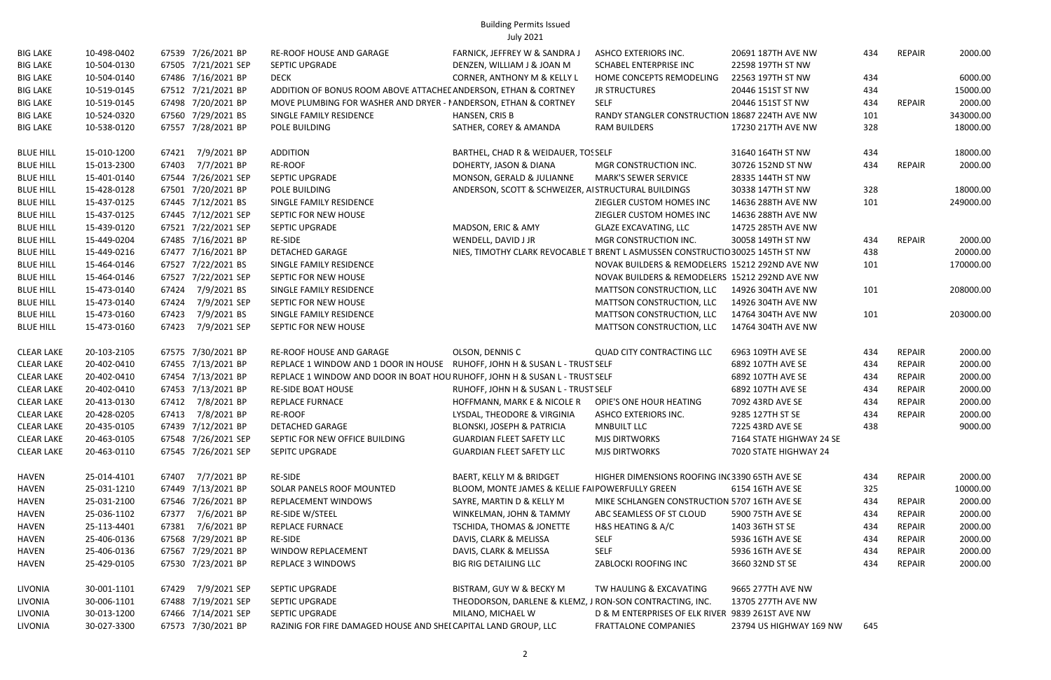# Building Permits Issued

July 2021

| Township | Parcel | Permit | Date / Type | Description | Owner | Contractor | Address | Code | Type | Value |
|---|---|---|---|---|---|---|---|---|---|---|
| BIG LAKE | 10-498-0402 | 67539 | 7/26/2021 BP | RE-ROOF HOUSE AND GARAGE | FARNICK, JEFFREY W & SANDRA J | ASHCO EXTERIORS INC. | 20691 187TH AVE NW | 434 | REPAIR | 2000.00 |
| BIG LAKE | 10-504-0130 | 67505 | 7/21/2021 SEP | SEPTIC UPGRADE | DENZEN, WILLIAM J & JOAN M | SCHABEL ENTERPRISE INC | 22598 197TH ST NW | | | |
| BIG LAKE | 10-504-0140 | 67486 | 7/16/2021 BP | DECK | CORNER, ANTHONY M & KELLY L | HOME CONCEPTS REMODELING | 22563 197TH ST NW | 434 | | 6000.00 |
| BIG LAKE | 10-519-0145 | 67512 | 7/21/2021 BP | ADDITION OF BONUS ROOM ABOVE ATTACHEI | ANDERSON, ETHAN & CORTNEY | JR STRUCTURES | 20446 151ST ST NW | 434 | | 15000.00 |
| BIG LAKE | 10-519-0145 | 67498 | 7/20/2021 BP | MOVE PLUMBING FOR WASHER AND DRYER - I | ANDERSON, ETHAN & CORTNEY | SELF | 20446 151ST ST NW | 434 | REPAIR | 2000.00 |
| BIG LAKE | 10-524-0320 | 67560 | 7/29/2021 BS | SINGLE FAMILY RESIDENCE | HANSEN, CRIS B | RANDY STANGLER CONSTRUCTION | 18687 224TH AVE NW | 101 | | 343000.00 |
| BIG LAKE | 10-538-0120 | 67557 | 7/28/2021 BP | POLE BUILDING | SATHER, COREY & AMANDA | RAM BUILDERS | 17230 217TH AVE NW | 328 | | 18000.00 |
| BLUE HILL | 15-010-1200 | 67421 | 7/9/2021 BP | ADDITION | BARTHEL, CHAD R & WEIDAUER, TOS | SELF | 31640 164TH ST NW | 434 | | 18000.00 |
| BLUE HILL | 15-013-2300 | 67403 | 7/7/2021 BP | RE-ROOF | DOHERTY, JASON & DIANA | MGR CONSTRUCTION INC. | 30726 152ND ST NW | 434 | REPAIR | 2000.00 |
| BLUE HILL | 15-401-0140 | 67544 | 7/26/2021 SEP | SEPTIC UPGRADE | MONSON, GERALD & JULIANNE | MARK'S SEWER SERVICE | 28335 144TH ST NW | | | |
| BLUE HILL | 15-428-0128 | 67501 | 7/20/2021 BP | POLE BUILDING | ANDERSON, SCOTT & SCHWEIZER, AI | STRUCTURAL BUILDINGS | 30338 147TH ST NW | 328 | | 18000.00 |
| BLUE HILL | 15-437-0125 | 67445 | 7/12/2021 BS | SINGLE FAMILY RESIDENCE | | ZIEGLER CUSTOM HOMES INC | 14636 288TH AVE NW | 101 | | 249000.00 |
| BLUE HILL | 15-437-0125 | 67445 | 7/12/2021 SEP | SEPTIC FOR NEW HOUSE | | ZIEGLER CUSTOM HOMES INC | 14636 288TH AVE NW | | | |
| BLUE HILL | 15-439-0120 | 67521 | 7/22/2021 SEP | SEPTIC UPGRADE | MADSON, ERIC & AMY | GLAZE EXCAVATING, LLC | 14725 285TH AVE NW | | | |
| BLUE HILL | 15-449-0204 | 67485 | 7/16/2021 BP | RE-SIDE | WENDELL, DAVID J JR | MGR CONSTRUCTION INC. | 30058 149TH ST NW | 434 | REPAIR | 2000.00 |
| BLUE HILL | 15-449-0216 | 67477 | 7/16/2021 BP | DETACHED GARAGE | NIES, TIMOTHY CLARK REVOCABLE T | BRENT L ASMUSSEN CONSTRUCTIO | 30025 145TH ST NW | 438 | | 20000.00 |
| BLUE HILL | 15-464-0146 | 67527 | 7/22/2021 BS | SINGLE FAMILY RESIDENCE | | NOVAK BUILDERS & REMODELERS | 15212 292ND AVE NW | 101 | | 170000.00 |
| BLUE HILL | 15-464-0146 | 67527 | 7/22/2021 SEP | SEPTIC FOR NEW HOUSE | | NOVAK BUILDERS & REMODELERS | 15212 292ND AVE NW | | | |
| BLUE HILL | 15-473-0140 | 67424 | 7/9/2021 BS | SINGLE FAMILY RESIDENCE | | MATTSON CONSTRUCTION, LLC | 14926 304TH AVE NW | 101 | | 208000.00 |
| BLUE HILL | 15-473-0140 | 67424 | 7/9/2021 SEP | SEPTIC FOR NEW HOUSE | | MATTSON CONSTRUCTION, LLC | 14926 304TH AVE NW | | | |
| BLUE HILL | 15-473-0160 | 67423 | 7/9/2021 BS | SINGLE FAMILY RESIDENCE | | MATTSON CONSTRUCTION, LLC | 14764 304TH AVE NW | 101 | | 203000.00 |
| BLUE HILL | 15-473-0160 | 67423 | 7/9/2021 SEP | SEPTIC FOR NEW HOUSE | | MATTSON CONSTRUCTION, LLC | 14764 304TH AVE NW | | | |
| CLEAR LAKE | 20-103-2105 | 67575 | 7/30/2021 BP | RE-ROOF HOUSE AND GARAGE | OLSON, DENNIS C | QUAD CITY CONTRACTING LLC | 6963 109TH AVE SE | 434 | REPAIR | 2000.00 |
| CLEAR LAKE | 20-402-0410 | 67455 | 7/13/2021 BP | REPLACE 1 WINDOW AND 1 DOOR IN HOUSE | RUHOFF, JOHN H & SUSAN L - TRUST | SELF | 6892 107TH AVE SE | 434 | REPAIR | 2000.00 |
| CLEAR LAKE | 20-402-0410 | 67454 | 7/13/2021 BP | REPLACE 1 WINDOW AND DOOR IN BOAT HOU | RUHOFF, JOHN H & SUSAN L - TRUST | SELF | 6892 107TH AVE SE | 434 | REPAIR | 2000.00 |
| CLEAR LAKE | 20-402-0410 | 67453 | 7/13/2021 BP | RE-SIDE BOAT HOUSE | RUHOFF, JOHN H & SUSAN L - TRUST | SELF | 6892 107TH AVE SE | 434 | REPAIR | 2000.00 |
| CLEAR LAKE | 20-413-0130 | 67412 | 7/8/2021 BP | REPLACE FURNACE | HOFFMANN, MARK E & NICOLE R | OPIE'S ONE HOUR HEATING | 7092 43RD AVE SE | 434 | REPAIR | 2000.00 |
| CLEAR LAKE | 20-428-0205 | 67413 | 7/8/2021 BP | RE-ROOF | LYSDAL, THEODORE & VIRGINIA | ASHCO EXTERIORS INC. | 9285 127TH ST SE | 434 | REPAIR | 2000.00 |
| CLEAR LAKE | 20-435-0105 | 67439 | 7/12/2021 BP | DETACHED GARAGE | BLONSKI, JOSEPH & PATRICIA | MNBUILT LLC | 7225 43RD AVE SE | 438 | | 9000.00 |
| CLEAR LAKE | 20-463-0105 | 67548 | 7/26/2021 SEP | SEPTIC FOR NEW OFFICE BUILDING | GUARDIAN FLEET SAFETY LLC | MJS DIRTWORKS | 7164 STATE HIGHWAY 24 SE | | | |
| CLEAR LAKE | 20-463-0110 | 67545 | 7/26/2021 SEP | SEPITC UPGRADE | GUARDIAN FLEET SAFETY LLC | MJS DIRTWORKS | 7020 STATE HIGHWAY 24 | | | |
| HAVEN | 25-014-4101 | 67407 | 7/7/2021 BP | RE-SIDE | BAERT, KELLY M & BRIDGET | HIGHER DIMENSIONS ROOFING INC | 3390 65TH AVE SE | 434 | REPAIR | 2000.00 |
| HAVEN | 25-031-1210 | 67449 | 7/13/2021 BP | SOLAR PANELS ROOF MOUNTED | BLOOM, MONTE JAMES & KELLIE FAI | POWERFULLY GREEN | 6154 16TH AVE SE | 325 | | 10000.00 |
| HAVEN | 25-031-2100 | 67546 | 7/26/2021 BP | REPLACEMENT WINDOWS | SAYRE, MARTIN D & KELLY M | MIKE SCHLANGEN CONSTRUCTION | 5707 16TH AVE SE | 434 | REPAIR | 2000.00 |
| HAVEN | 25-036-1102 | 67377 | 7/6/2021 BP | RE-SIDE W/STEEL | WINKELMAN, JOHN & TAMMY | ABC SEAMLESS OF ST CLOUD | 5900 75TH AVE SE | 434 | REPAIR | 2000.00 |
| HAVEN | 25-113-4401 | 67381 | 7/6/2021 BP | REPLACE FURNACE | TSCHIDA, THOMAS & JONETTE | H&S HEATING & A/C | 1403 36TH ST SE | 434 | REPAIR | 2000.00 |
| HAVEN | 25-406-0136 | 67568 | 7/29/2021 BP | RE-SIDE | DAVIS, CLARK & MELISSA | SELF | 5936 16TH AVE SE | 434 | REPAIR | 2000.00 |
| HAVEN | 25-406-0136 | 67567 | 7/29/2021 BP | WINDOW REPLACEMENT | DAVIS, CLARK & MELISSA | SELF | 5936 16TH AVE SE | 434 | REPAIR | 2000.00 |
| HAVEN | 25-429-0105 | 67530 | 7/23/2021 BP | REPLACE 3 WINDOWS | BIG RIG DETAILING LLC | ZABLOCKI ROOFING INC | 3660 32ND ST SE | 434 | REPAIR | 2000.00 |
| LIVONIA | 30-001-1101 | 67429 | 7/9/2021 SEP | SEPTIC UPGRADE | BISTRAM, GUY W & BECKY M | TW HAULING & EXCAVATING | 9665 277TH AVE NW | | | |
| LIVONIA | 30-006-1101 | 67488 | 7/19/2021 SEP | SEPTIC UPGRADE | THEODORSON, DARLENE & KLEMZ, J | RON-SON CONTRACTING, INC. | 13705 277TH AVE NW | | | |
| LIVONIA | 30-013-1200 | 67466 | 7/14/2021 SEP | SEPTIC UPGRADE | MILANO, MICHAEL W | D & M ENTERPRISES OF ELK RIVER | 9839 261ST AVE NW | | | |
| LIVONIA | 30-027-3300 | 67573 | 7/30/2021 BP | RAZINIG FOR FIRE DAMAGED HOUSE AND SHEI | CAPITAL LAND GROUP, LLC | FRATTALONE COMPANIES | 23794 US HIGHWAY 169 NW | 645 | | |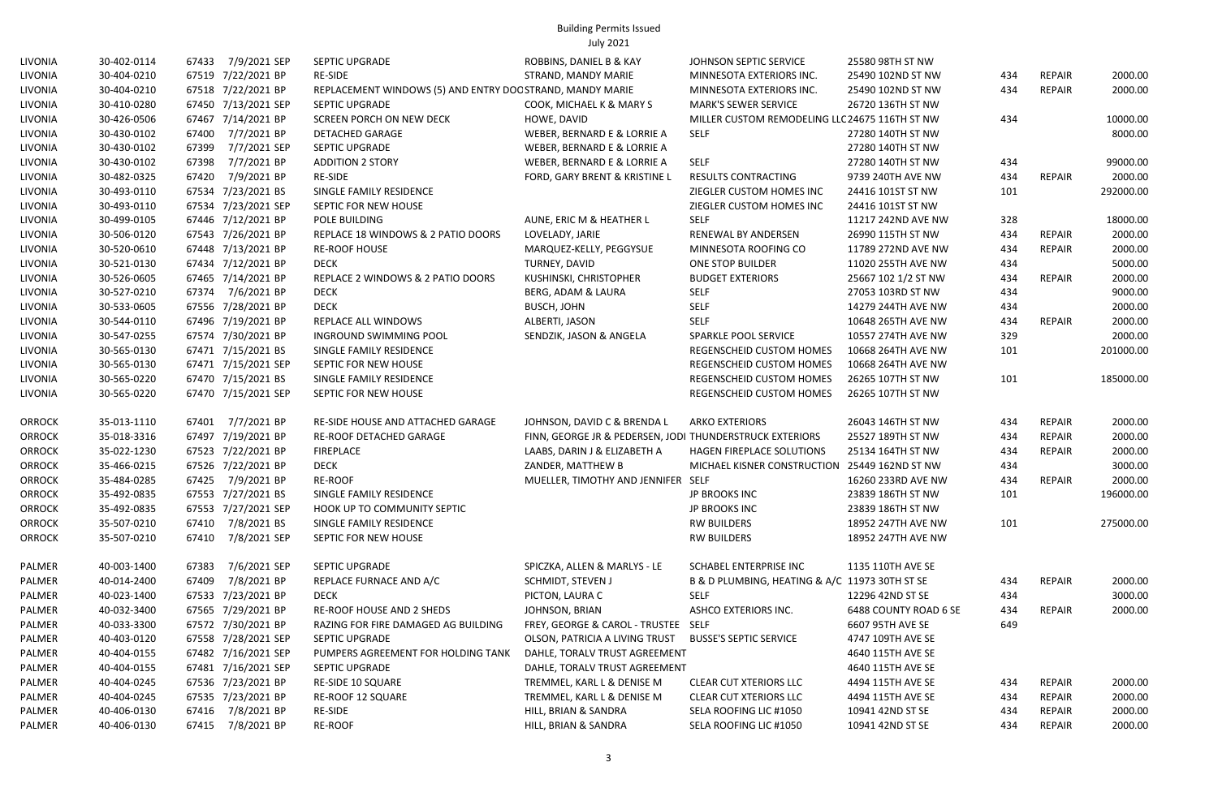# Building Permits Issued

July 2021

| | | | | | | | | | | |
|---|---|---|---|---|---|---|---|---|---|---|
| LIVONIA | 30-402-0114 | 67433 7/9/2021 SEP | SEPTIC UPGRADE | ROBBINS, DANIEL B & KAY | JOHNSON SEPTIC SERVICE | 25580 98TH ST NW | | | |
| LIVONIA | 30-404-0210 | 67519 7/22/2021 BP | RE-SIDE | STRAND, MANDY MARIE | MINNESOTA EXTERIORS INC. | 25490 102ND ST NW | 434 | REPAIR | 2000.00 |
| LIVONIA | 30-404-0210 | 67518 7/22/2021 BP | REPLACEMENT WINDOWS (5) AND ENTRY DOO | STRAND, MANDY MARIE | MINNESOTA EXTERIORS INC. | 25490 102ND ST NW | 434 | REPAIR | 2000.00 |
| LIVONIA | 30-410-0280 | 67450 7/13/2021 SEP | SEPTIC UPGRADE | COOK, MICHAEL K & MARY S | MARK'S SEWER SERVICE | 26720 136TH ST NW | | | |
| LIVONIA | 30-426-0506 | 67467 7/14/2021 BP | SCREEN PORCH ON NEW DECK | HOWE, DAVID | MILLER CUSTOM REMODELING LLC | 24675 116TH ST NW | 434 | | 10000.00 |
| LIVONIA | 30-430-0102 | 67400 7/7/2021 BP | DETACHED GARAGE | WEBER, BERNARD E & LORRIE A | SELF | 27280 140TH ST NW | | | 8000.00 |
| LIVONIA | 30-430-0102 | 67399 7/7/2021 SEP | SEPTIC UPGRADE | WEBER, BERNARD E & LORRIE A | | 27280 140TH ST NW | | | |
| LIVONIA | 30-430-0102 | 67398 7/7/2021 BP | ADDITION 2 STORY | WEBER, BERNARD E & LORRIE A | SELF | 27280 140TH ST NW | 434 | | 99000.00 |
| LIVONIA | 30-482-0325 | 67420 7/9/2021 BP | RE-SIDE | FORD, GARY BRENT & KRISTINE L | RESULTS CONTRACTING | 9739 240TH AVE NW | 434 | REPAIR | 2000.00 |
| LIVONIA | 30-493-0110 | 67534 7/23/2021 BS | SINGLE FAMILY RESIDENCE | | ZIEGLER CUSTOM HOMES INC | 24416 101ST ST NW | 101 | | 292000.00 |
| LIVONIA | 30-493-0110 | 67534 7/23/2021 SEP | SEPTIC FOR NEW HOUSE | | ZIEGLER CUSTOM HOMES INC | 24416 101ST ST NW | | | |
| LIVONIA | 30-499-0105 | 67446 7/12/2021 BP | POLE BUILDING | AUNE, ERIC M & HEATHER L | SELF | 11217 242ND AVE NW | 328 | | 18000.00 |
| LIVONIA | 30-506-0120 | 67543 7/26/2021 BP | REPLACE 18 WINDOWS & 2 PATIO DOORS | LOVELADY, JARIE | RENEWAL BY ANDERSEN | 26990 115TH ST NW | 434 | REPAIR | 2000.00 |
| LIVONIA | 30-520-0610 | 67448 7/13/2021 BP | RE-ROOF HOUSE | MARQUEZ-KELLY, PEGGYSUE | MINNESOTA ROOFING CO | 11789 272ND AVE NW | 434 | REPAIR | 2000.00 |
| LIVONIA | 30-521-0130 | 67434 7/12/2021 BP | DECK | TURNEY, DAVID | ONE STOP BUILDER | 11020 255TH AVE NW | 434 | | 5000.00 |
| LIVONIA | 30-526-0605 | 67465 7/14/2021 BP | REPLACE 2 WINDOWS & 2 PATIO DOORS | KUSHINSKI, CHRISTOPHER | BUDGET EXTERIORS | 25667 102 1/2 ST NW | 434 | REPAIR | 2000.00 |
| LIVONIA | 30-527-0210 | 67374 7/6/2021 BP | DECK | BERG, ADAM & LAURA | SELF | 27053 103RD ST NW | 434 | | 9000.00 |
| LIVONIA | 30-533-0605 | 67556 7/28/2021 BP | DECK | BUSCH, JOHN | SELF | 14279 244TH AVE NW | 434 | | 2000.00 |
| LIVONIA | 30-544-0110 | 67496 7/19/2021 BP | REPLACE ALL WINDOWS | ALBERTI, JASON | SELF | 10648 265TH AVE NW | 434 | REPAIR | 2000.00 |
| LIVONIA | 30-547-0255 | 67574 7/30/2021 BP | INGROUND SWIMMING POOL | SENDZIK, JASON & ANGELA | SPARKLE POOL SERVICE | 10557 274TH AVE NW | 329 | | 2000.00 |
| LIVONIA | 30-565-0130 | 67471 7/15/2021 BS | SINGLE FAMILY RESIDENCE | | REGENSCHEID CUSTOM HOMES | 10668 264TH AVE NW | 101 | | 201000.00 |
| LIVONIA | 30-565-0130 | 67471 7/15/2021 SEP | SEPTIC FOR NEW HOUSE | | REGENSCHEID CUSTOM HOMES | 10668 264TH AVE NW | | | |
| LIVONIA | 30-565-0220 | 67470 7/15/2021 BS | SINGLE FAMILY RESIDENCE | | REGENSCHEID CUSTOM HOMES | 26265 107TH ST NW | 101 | | 185000.00 |
| LIVONIA | 30-565-0220 | 67470 7/15/2021 SEP | SEPTIC FOR NEW HOUSE | | REGENSCHEID CUSTOM HOMES | 26265 107TH ST NW | | | |
| | | | | | | | | | |
| ORROCK | 35-013-1110 | 67401 7/7/2021 BP | RE-SIDE HOUSE AND ATTACHED GARAGE | JOHNSON, DAVID C & BRENDA L | ARKO EXTERIORS | 26043 146TH ST NW | 434 | REPAIR | 2000.00 |
| ORROCK | 35-018-3316 | 67497 7/19/2021 BP | RE-ROOF DETACHED GARAGE | FINN, GEORGE JR & PEDERSEN, JODI | THUNDERSTRUCK EXTERIORS | 25527 189TH ST NW | 434 | REPAIR | 2000.00 |
| ORROCK | 35-022-1230 | 67523 7/22/2021 BP | FIREPLACE | LAABS, DARIN J & ELIZABETH A | HAGEN FIREPLACE SOLUTIONS | 25134 164TH ST NW | 434 | REPAIR | 2000.00 |
| ORROCK | 35-466-0215 | 67526 7/22/2021 BP | DECK | ZANDER, MATTHEW B | MICHAEL KISNER CONSTRUCTION | 25449 162ND ST NW | 434 | | 3000.00 |
| ORROCK | 35-484-0285 | 67425 7/9/2021 BP | RE-ROOF | MUELLER, TIMOTHY AND JENNIFER | SELF | 16260 233RD AVE NW | 434 | REPAIR | 2000.00 |
| ORROCK | 35-492-0835 | 67553 7/27/2021 BS | SINGLE FAMILY RESIDENCE | | JP BROOKS INC | 23839 186TH ST NW | 101 | | 196000.00 |
| ORROCK | 35-492-0835 | 67553 7/27/2021 SEP | HOOK UP TO COMMUNITY SEPTIC | | JP BROOKS INC | 23839 186TH ST NW | | | |
| ORROCK | 35-507-0210 | 67410 7/8/2021 BS | SINGLE FAMILY RESIDENCE | | RW BUILDERS | 18952 247TH AVE NW | 101 | | 275000.00 |
| ORROCK | 35-507-0210 | 67410 7/8/2021 SEP | SEPTIC FOR NEW HOUSE | | RW BUILDERS | 18952 247TH AVE NW | | | |
| | | | | | | | | | |
| PALMER | 40-003-1400 | 67383 7/6/2021 SEP | SEPTIC UPGRADE | SPICZKA, ALLEN & MARLYS - LE | SCHABEL ENTERPRISE INC | 1135 110TH AVE SE | | | |
| PALMER | 40-014-2400 | 67409 7/8/2021 BP | REPLACE FURNACE AND A/C | SCHMIDT, STEVEN J | B & D PLUMBING, HEATING & A/C | 11973 30TH ST SE | 434 | REPAIR | 2000.00 |
| PALMER | 40-023-1400 | 67533 7/23/2021 BP | DECK | PICTON, LAURA C | SELF | 12296 42ND ST SE | 434 | | 3000.00 |
| PALMER | 40-032-3400 | 67565 7/29/2021 BP | RE-ROOF HOUSE AND 2 SHEDS | JOHNSON, BRIAN | ASHCO EXTERIORS INC. | 6488 COUNTY ROAD 6 SE | 434 | REPAIR | 2000.00 |
| PALMER | 40-033-3300 | 67572 7/30/2021 BP | RAZING FOR FIRE DAMAGED AG BUILDING | FREY, GEORGE & CAROL - TRUSTEE | SELF | 6607 95TH AVE SE | 649 | | |
| PALMER | 40-403-0120 | 67558 7/28/2021 SEP | SEPTIC UPGRADE | OLSON, PATRICIA A LIVING TRUST | BUSSE'S SEPTIC SERVICE | 4747 109TH AVE SE | | | |
| PALMER | 40-404-0155 | 67482 7/16/2021 SEP | PUMPERS AGREEMENT FOR HOLDING TANK | DAHLE, TORALV TRUST AGREEMENT | | 4640 115TH AVE SE | | | |
| PALMER | 40-404-0155 | 67481 7/16/2021 SEP | SEPTIC UPGRADE | DAHLE, TORALV TRUST AGREEMENT | | 4640 115TH AVE SE | | | |
| PALMER | 40-404-0245 | 67536 7/23/2021 BP | RE-SIDE 10 SQUARE | TREMMEL, KARL L & DENISE M | CLEAR CUT XTERIORS LLC | 4494 115TH AVE SE | 434 | REPAIR | 2000.00 |
| PALMER | 40-404-0245 | 67535 7/23/2021 BP | RE-ROOF 12 SQUARE | TREMMEL, KARL L & DENISE M | CLEAR CUT XTERIORS LLC | 4494 115TH AVE SE | 434 | REPAIR | 2000.00 |
| PALMER | 40-406-0130 | 67416 7/8/2021 BP | RE-SIDE | HILL, BRIAN & SANDRA | SELA ROOFING LIC #1050 | 10941 42ND ST SE | 434 | REPAIR | 2000.00 |
| PALMER | 40-406-0130 | 67415 7/8/2021 BP | RE-ROOF | HILL, BRIAN & SANDRA | SELA ROOFING LIC #1050 | 10941 42ND ST SE | 434 | REPAIR | 2000.00 |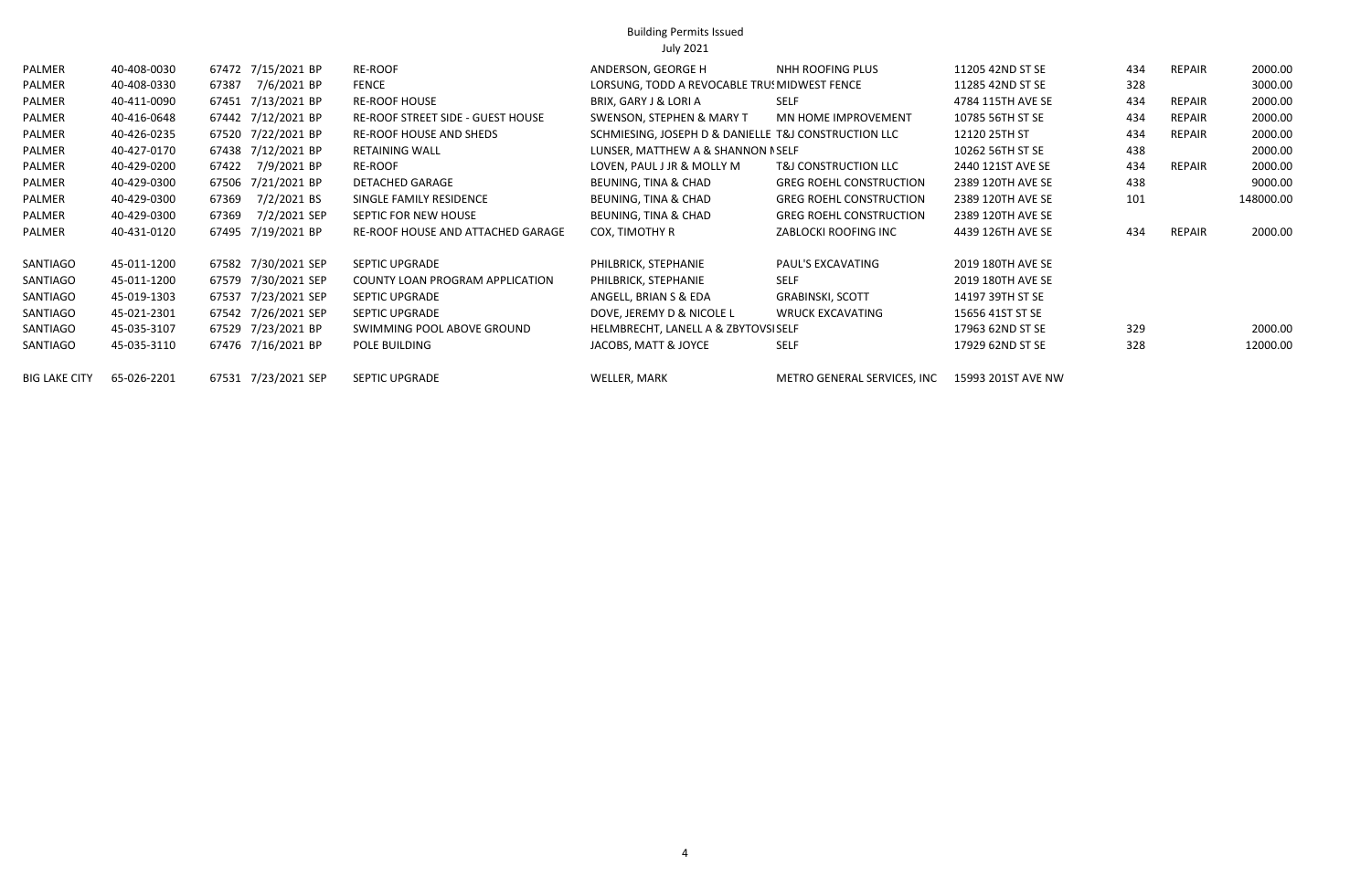Building Permits Issued
July 2021

| | | | | | | | | | | | |
|---|---|---|---|---|---|---|---|---|---|---|---|
| PALMER | 40-408-0030 | 67472 | 7/15/2021 | BP | RE-ROOF | ANDERSON, GEORGE H | NHH ROOFING PLUS | 11205 42ND ST SE | 434 | REPAIR | 2000.00 |
| PALMER | 40-408-0330 | 67387 | 7/6/2021 | BP | FENCE | LORSUNG, TODD A REVOCABLE TRUS | MIDWEST FENCE | 11285 42ND ST SE | 328 | | 3000.00 |
| PALMER | 40-411-0090 | 67451 | 7/13/2021 | BP | RE-ROOF HOUSE | BRIX, GARY J & LORI A | SELF | 4784 115TH AVE SE | 434 | REPAIR | 2000.00 |
| PALMER | 40-416-0648 | 67442 | 7/12/2021 | BP | RE-ROOF STREET SIDE - GUEST HOUSE | SWENSON, STEPHEN & MARY T | MN HOME IMPROVEMENT | 10785 56TH ST SE | 434 | REPAIR | 2000.00 |
| PALMER | 40-426-0235 | 67520 | 7/22/2021 | BP | RE-ROOF HOUSE AND SHEDS | SCHMIESING, JOSEPH D & DANIELLE | T&J CONSTRUCTION LLC | 12120 25TH ST | 434 | REPAIR | 2000.00 |
| PALMER | 40-427-0170 | 67438 | 7/12/2021 | BP | RETAINING WALL | LUNSER, MATTHEW A & SHANNON N | SELF | 10262 56TH ST SE | 438 | | 2000.00 |
| PALMER | 40-429-0200 | 67422 | 7/9/2021 | BP | RE-ROOF | LOVEN, PAUL J JR & MOLLY M | T&J CONSTRUCTION LLC | 2440 121ST AVE SE | 434 | REPAIR | 2000.00 |
| PALMER | 40-429-0300 | 67506 | 7/21/2021 | BP | DETACHED GARAGE | BEUNING, TINA & CHAD | GREG ROEHL CONSTRUCTION | 2389 120TH AVE SE | 438 | | 9000.00 |
| PALMER | 40-429-0300 | 67369 | 7/2/2021 | BS | SINGLE FAMILY RESIDENCE | BEUNING, TINA & CHAD | GREG ROEHL CONSTRUCTION | 2389 120TH AVE SE | 101 | | 148000.00 |
| PALMER | 40-429-0300 | 67369 | 7/2/2021 | SEP | SEPTIC FOR NEW HOUSE | BEUNING, TINA & CHAD | GREG ROEHL CONSTRUCTION | 2389 120TH AVE SE | | | |
| PALMER | 40-431-0120 | 67495 | 7/19/2021 | BP | RE-ROOF HOUSE AND ATTACHED GARAGE | COX, TIMOTHY R | ZABLOCKI ROOFING INC | 4439 126TH AVE SE | 434 | REPAIR | 2000.00 |
| SANTIAGO | 45-011-1200 | 67582 | 7/30/2021 | SEP | SEPTIC UPGRADE | PHILBRICK, STEPHANIE | PAUL'S EXCAVATING | 2019 180TH AVE SE | | | |
| SANTIAGO | 45-011-1200 | 67579 | 7/30/2021 | SEP | COUNTY LOAN PROGRAM APPLICATION | PHILBRICK, STEPHANIE | SELF | 2019 180TH AVE SE | | | |
| SANTIAGO | 45-019-1303 | 67537 | 7/23/2021 | SEP | SEPTIC UPGRADE | ANGELL, BRIAN S & EDA | GRABINSKI, SCOTT | 14197 39TH ST SE | | | |
| SANTIAGO | 45-021-2301 | 67542 | 7/26/2021 | SEP | SEPTIC UPGRADE | DOVE, JEREMY D & NICOLE L | WRUCK EXCAVATING | 15656 41ST ST SE | | | |
| SANTIAGO | 45-035-3107 | 67529 | 7/23/2021 | BP | SWIMMING POOL ABOVE GROUND | HELMBRECHT, LANELL & ZBYTOVSI | SELF | 17963 62ND ST SE | 329 | | 2000.00 |
| SANTIAGO | 45-035-3110 | 67476 | 7/16/2021 | BP | POLE BUILDING | JACOBS, MATT & JOYCE | SELF | 17929 62ND ST SE | 328 | | 12000.00 |
| BIG LAKE CITY | 65-026-2201 | 67531 | 7/23/2021 | SEP | SEPTIC UPGRADE | WELLER, MARK | METRO GENERAL SERVICES, INC | 15993 201ST AVE NW | | | |